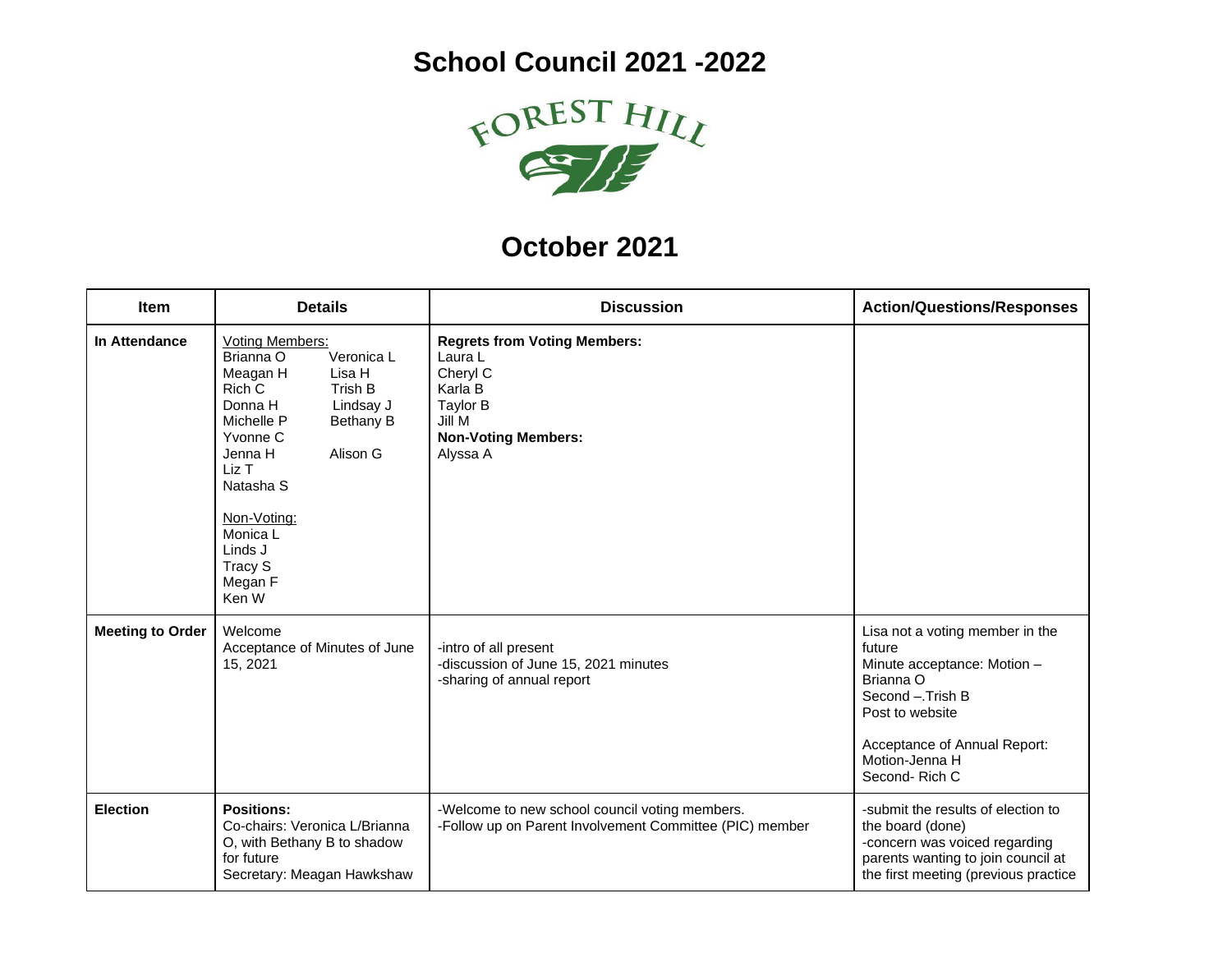# School Council 2021 -2022

FOREST HILL

## October 2021

| Item | Details | Discussion | Action/Questions/Responses |
|---|---|---|---|
| **In Attendance** | Voting Members:<br>Brianna O<br>Veronica L<br>Meagan H<br>Lisa H<br>Rich C<br>Trish B<br>Donna H<br>Lindsay J<br>Michelle P<br>Bethany B<br>Yvonne C<br>Jenna H<br>Alison G<br>Liz T<br>Natasha S<br><br>Non-Voting:<br>Monica L<br>Linds J<br>Tracy S<br>Megan F<br>Ken W | **Regrets from Voting Members:**<br>Laura L<br>Cheryl C<br>Karla B<br>Taylor B<br>Jill M<br>**Non-Voting Members:**<br>Alyssa A | |
| **Meeting to Order** | Welcome<br>Acceptance of Minutes of June 15, 2021 | -intro of all present<br>-discussion of June 15, 2021 minutes<br>-sharing of annual report | Lisa not a voting member in the future<br>Minute acceptance: Motion – Brianna O<br>Second –.Trish B<br>Post to website<br><br>Acceptance of Annual Report:<br>Motion-Jenna H<br>Second- Rich C |
| **Election** | **Positions:**<br>Co-chairs: Veronica L/Brianna O, with Bethany B to shadow for future<br>Secretary: Meagan Hawkshaw | -Welcome to new school council voting members.<br>-Follow up on Parent Involvement Committee (PIC) member | -submit the results of election to the board (done)<br>-concern was voiced regarding parents wanting to join council at the first meeting (previous practice |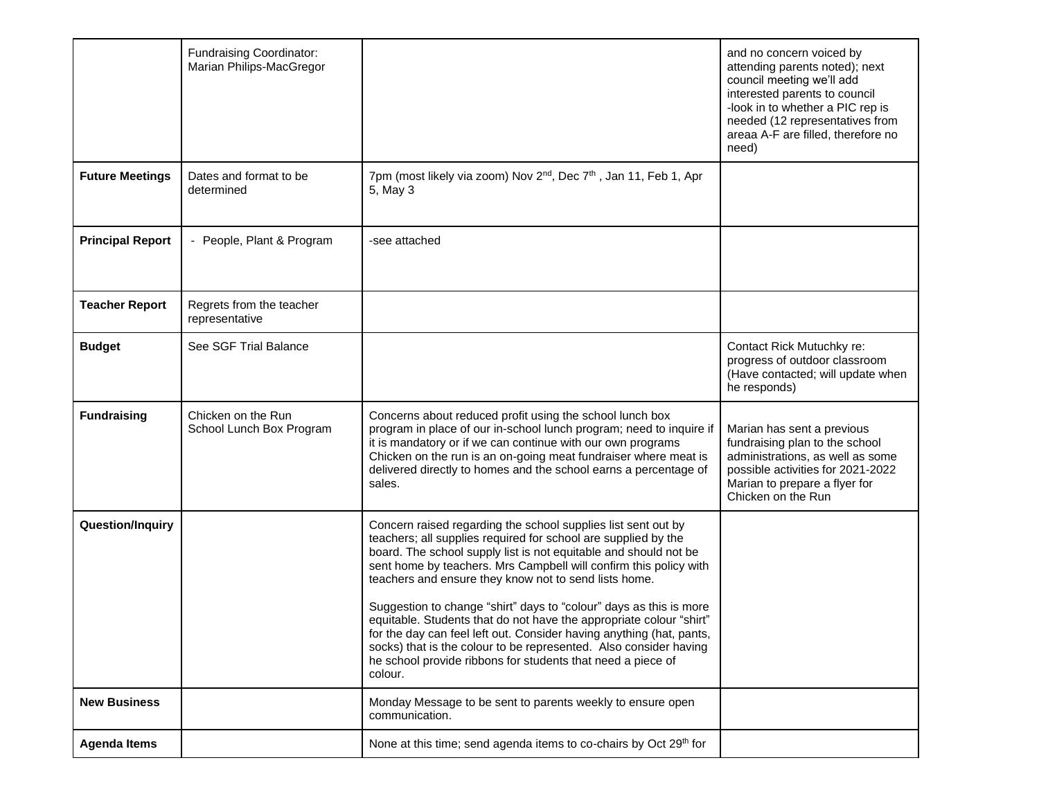| | | | |
|---|---|---|---|
| | Fundraising Coordinator: Marian Philips-MacGregor | | and no concern voiced by attending parents noted); next council meeting we'll add interested parents to council<br>-look in to whether a PIC rep is needed (12 representatives from areaa A-F are filled, therefore no need) |
| **Future Meetings** | Dates and format to be determined | 7pm (most likely via zoom) Nov 2nd, Dec 7th , Jan 11, Feb 1, Apr 5, May 3 | |
| **Principal Report** | - People, Plant & Program | -see attached | |
| **Teacher Report** | Regrets from the teacher representative | | |
| **Budget** | See SGF Trial Balance | | Contact Rick Mutuchky re: progress of outdoor classroom (Have contacted; will update when he responds) |
| **Fundraising** | Chicken on the Run<br>School Lunch Box Program | Concerns about reduced profit using the school lunch box program in place of our in-school lunch program; need to inquire if it is mandatory or if we can continue with our own programs<br>Chicken on the run is an on-going meat fundraiser where meat is delivered directly to homes and the school earns a percentage of sales. | Marian has sent a previous fundraising plan to the school administrations, as well as some possible activities for 2021-2022<br>Marian to prepare a flyer for Chicken on the Run |
| **Question/Inquiry** | | Concern raised regarding the school supplies list sent out by teachers; all supplies required for school are supplied by the board. The school supply list is not equitable and should not be sent home by teachers. Mrs Campbell will confirm this policy with teachers and ensure they know not to send lists home.<br><br>Suggestion to change "shirt" days to "colour" days as this is more equitable. Students that do not have the appropriate colour "shirt" for the day can feel left out. Consider having anything (hat, pants, socks) that is the colour to be represented. Also consider having he school provide ribbons for students that need a piece of colour. | |
| **New Business** | | Monday Message to be sent to parents weekly to ensure open communication. | |
| **Agenda Items** | | None at this time; send agenda items to co-chairs by Oct 29th for | |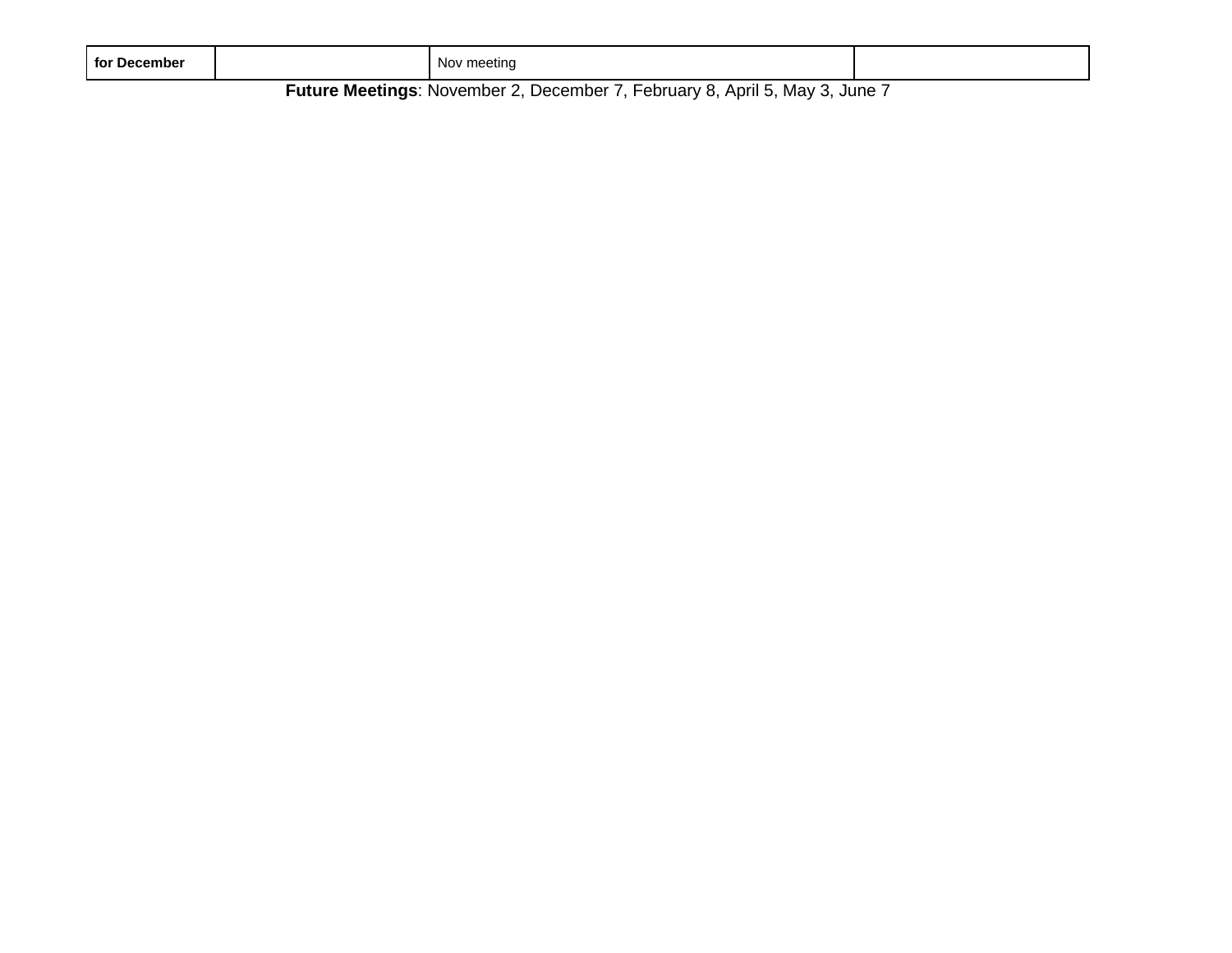| | | | |
|---|---|---|---|
| **for December** | | Nov meeting | |

**Future Meetings**: November 2, December 7, February 8, April 5, May 3, June 7